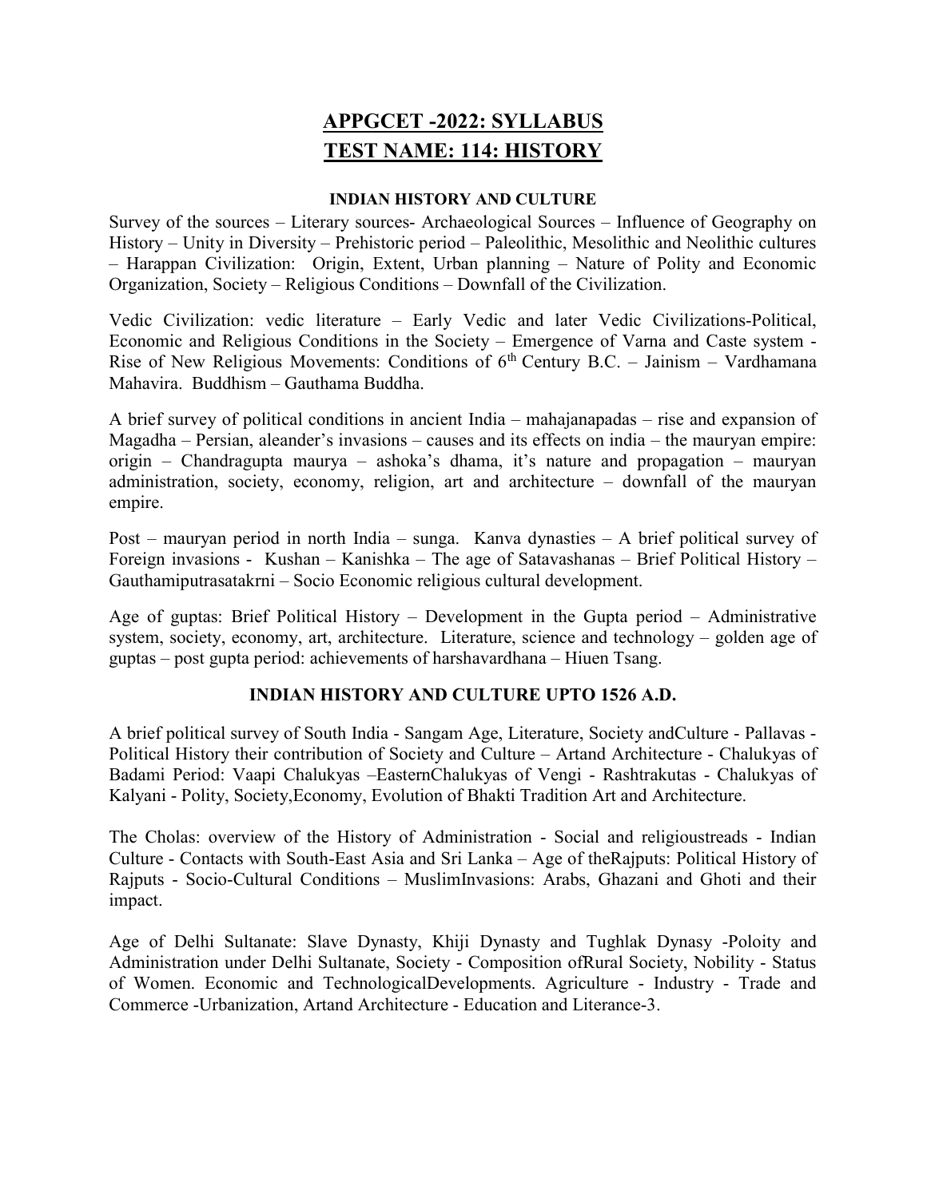# APPGCET -2022: SYLLABUS
# TEST NAME: 114: HISTORY

### INDIAN HISTORY AND CULTURE

Survey of the sources – Literary sources- Archaeological Sources – Influence of Geography on History – Unity in Diversity – Prehistoric period – Paleolithic, Mesolithic and Neolithic cultures – Harappan Civilization: Origin, Extent, Urban planning – Nature of Polity and Economic Organization, Society – Religious Conditions – Downfall of the Civilization.

Vedic Civilization: vedic literature – Early Vedic and later Vedic Civilizations-Political, Economic and Religious Conditions in the Society – Emergence of Varna and Caste system - Rise of New Religious Movements: Conditions of 6th Century B.C. – Jainism – Vardhamana Mahavira. Buddhism – Gauthama Buddha.

A brief survey of political conditions in ancient India – mahajanapadas – rise and expansion of Magadha – Persian, aleander's invasions – causes and its effects on india – the mauryan empire: origin – Chandragupta maurya – ashoka's dhama, it's nature and propagation – mauryan administration, society, economy, religion, art and architecture – downfall of the mauryan empire.

Post – mauryan period in north India – sunga. Kanva dynasties – A brief political survey of Foreign invasions - Kushan – Kanishka – The age of Satavashanas – Brief Political History – Gauthamiputrasatakrni – Socio Economic religious cultural development.

Age of guptas: Brief Political History – Development in the Gupta period – Administrative system, society, economy, art, architecture. Literature, science and technology – golden age of guptas – post gupta period: achievements of harshavardhana – Hiuen Tsang.

### INDIAN HISTORY AND CULTURE UPTO 1526 A.D.

A brief political survey of South India - Sangam Age, Literature, Society andCulture - Pallavas - Political History their contribution of Society and Culture – Artand Architecture - Chalukyas of Badami Period: Vaapi Chalukyas –EasternChalukyas of Vengi - Rashtrakutas - Chalukyas of Kalyani - Polity, Society,Economy, Evolution of Bhakti Tradition Art and Architecture.

The Cholas: overview of the History of Administration - Social and religioustreads - Indian Culture - Contacts with South-East Asia and Sri Lanka – Age of theRajputs: Political History of Rajputs - Socio-Cultural Conditions – MuslimInvasions: Arabs, Ghazani and Ghoti and their impact.

Age of Delhi Sultanate: Slave Dynasty, Khiji Dynasty and Tughlak Dynasy -Poloity and Administration under Delhi Sultanate, Society - Composition ofRural Society, Nobility - Status of Women. Economic and TechnologicalDevelopments. Agriculture - Industry - Trade and Commerce -Urbanization, Artand Architecture - Education and Literance-3.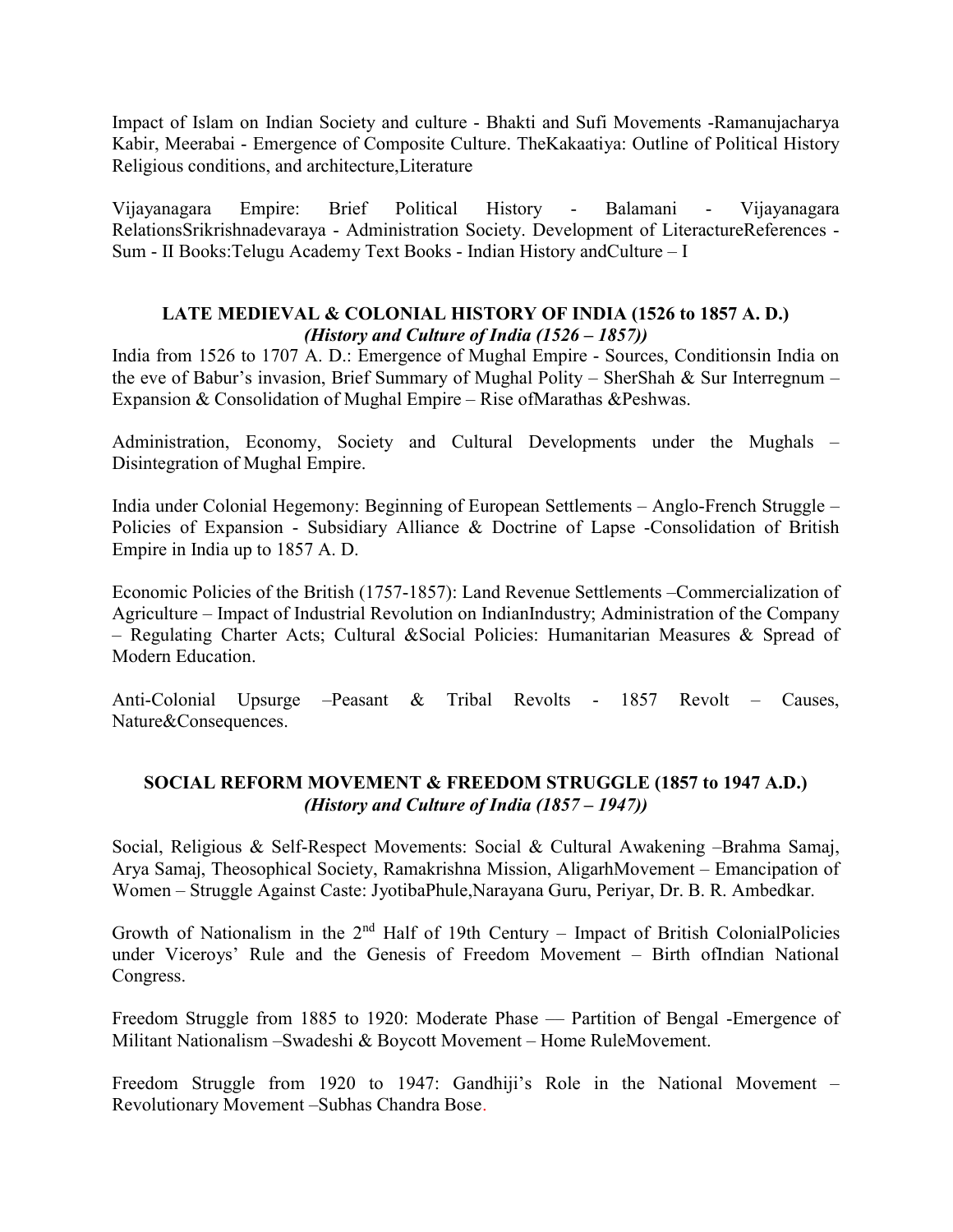Impact of Islam on Indian Society and culture - Bhakti and Sufi Movements -Ramanujacharya Kabir, Meerabai - Emergence of Composite Culture. TheKakaatiya: Outline of Political History Religious conditions, and architecture,Literature

Vijayanagara Empire: Brief Political History - Balamani - Vijayanagara RelationsSrikrishnadevaraya - Administration Society. Development of LiteractureReferences - Sum - II Books:Telugu Academy Text Books - Indian History andCulture – I

## LATE MEDIEVAL & COLONIAL HISTORY OF INDIA (1526 to 1857 A. D.)
### *(History and Culture of India (1526 – 1857))*

India from 1526 to 1707 A. D.: Emergence of Mughal Empire - Sources, Conditionsin India on the eve of Babur's invasion, Brief Summary of Mughal Polity – SherShah & Sur Interregnum – Expansion & Consolidation of Mughal Empire – Rise ofMarathas &Peshwas.

Administration, Economy, Society and Cultural Developments under the Mughals – Disintegration of Mughal Empire.

India under Colonial Hegemony: Beginning of European Settlements – Anglo-French Struggle – Policies of Expansion - Subsidiary Alliance & Doctrine of Lapse -Consolidation of British Empire in India up to 1857 A. D.

Economic Policies of the British (1757-1857): Land Revenue Settlements –Commercialization of Agriculture – Impact of Industrial Revolution on IndianIndustry; Administration of the Company – Regulating Charter Acts; Cultural &Social Policies: Humanitarian Measures & Spread of Modern Education.

Anti-Colonial Upsurge –Peasant & Tribal Revolts - 1857 Revolt – Causes, Nature&Consequences.

## SOCIAL REFORM MOVEMENT & FREEDOM STRUGGLE (1857 to 1947 A.D.)
### *(History and Culture of India (1857 – 1947))*

Social, Religious & Self-Respect Movements: Social & Cultural Awakening –Brahma Samaj, Arya Samaj, Theosophical Society, Ramakrishna Mission, AligarhMovement – Emancipation of Women – Struggle Against Caste: JyotibaPhule,Narayana Guru, Periyar, Dr. B. R. Ambedkar.

Growth of Nationalism in the 2nd Half of 19th Century – Impact of British ColonialPolicies under Viceroys' Rule and the Genesis of Freedom Movement – Birth ofIndian National Congress.

Freedom Struggle from 1885 to 1920: Moderate Phase — Partition of Bengal -Emergence of Militant Nationalism –Swadeshi & Boycott Movement – Home RuleMovement.

Freedom Struggle from 1920 to 1947: Gandhiji's Role in the National Movement – Revolutionary Movement –Subhas Chandra Bose.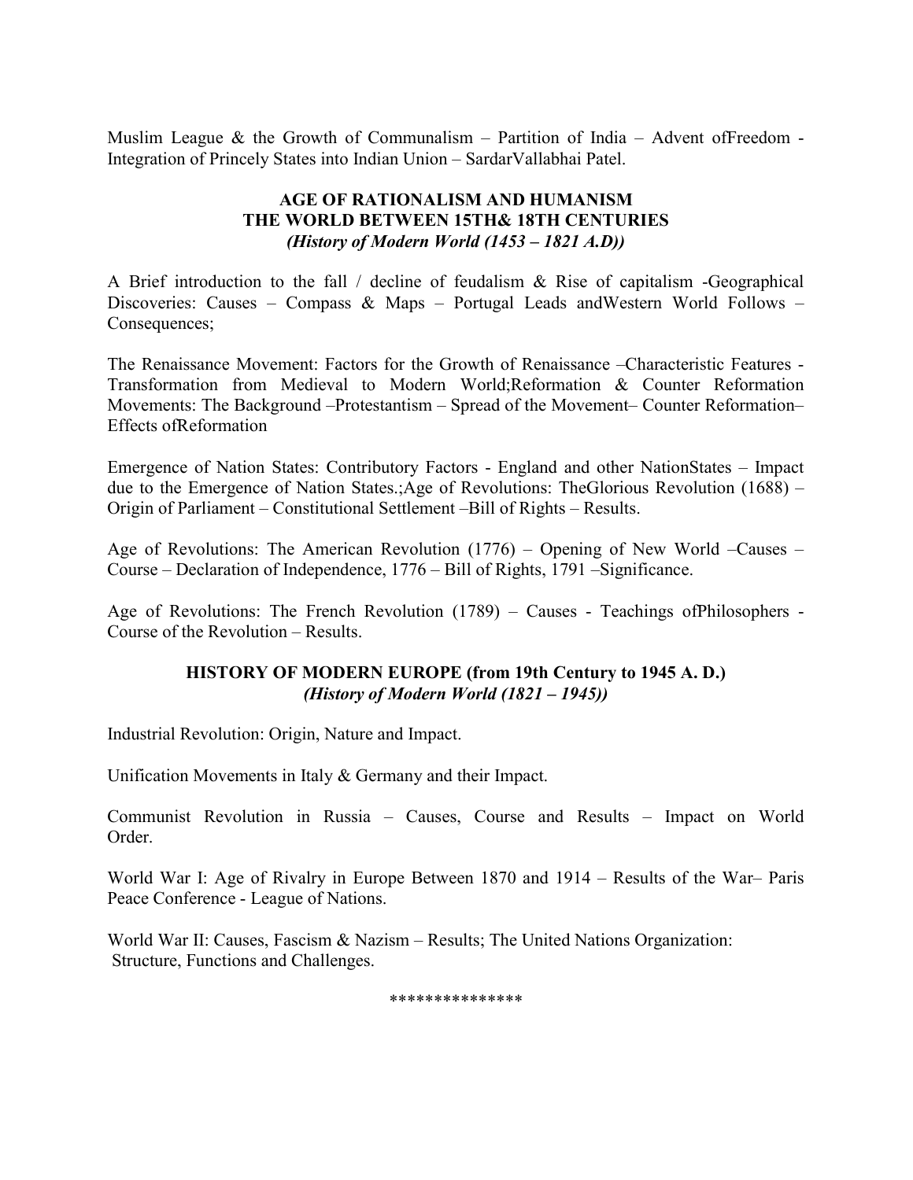Muslim League & the Growth of Communalism – Partition of India – Advent ofFreedom - Integration of Princely States into Indian Union – SardarVallabhai Patel.

## AGE OF RATIONALISM AND HUMANISM
## THE WORLD BETWEEN 15TH& 18TH CENTURIES
### *(History of Modern World (1453 – 1821 A.D))*

A Brief introduction to the fall / decline of feudalism & Rise of capitalism -Geographical Discoveries: Causes – Compass & Maps – Portugal Leads andWestern World Follows – Consequences;

The Renaissance Movement: Factors for the Growth of Renaissance –Characteristic Features - Transformation from Medieval to Modern World;Reformation & Counter Reformation Movements: The Background –Protestantism – Spread of the Movement– Counter Reformation– Effects ofReformation

Emergence of Nation States: Contributory Factors - England and other NationStates – Impact due to the Emergence of Nation States.;Age of Revolutions: TheGlorious Revolution (1688) – Origin of Parliament – Constitutional Settlement –Bill of Rights – Results.

Age of Revolutions: The American Revolution (1776) – Opening of New World –Causes – Course – Declaration of Independence, 1776 – Bill of Rights, 1791 –Significance.

Age of Revolutions: The French Revolution (1789) – Causes - Teachings ofPhilosophers - Course of the Revolution – Results.

## HISTORY OF MODERN EUROPE (from 19th Century to 1945 A. D.)
### *(History of Modern World (1821 – 1945))*

Industrial Revolution: Origin, Nature and Impact.

Unification Movements in Italy & Germany and their Impact.

Communist Revolution in Russia – Causes, Course and Results – Impact on World Order.

World War I: Age of Rivalry in Europe Between 1870 and 1914 – Results of the War– Paris Peace Conference - League of Nations.

World War II: Causes, Fascism & Nazism – Results; The United Nations Organization: Structure, Functions and Challenges.

***************